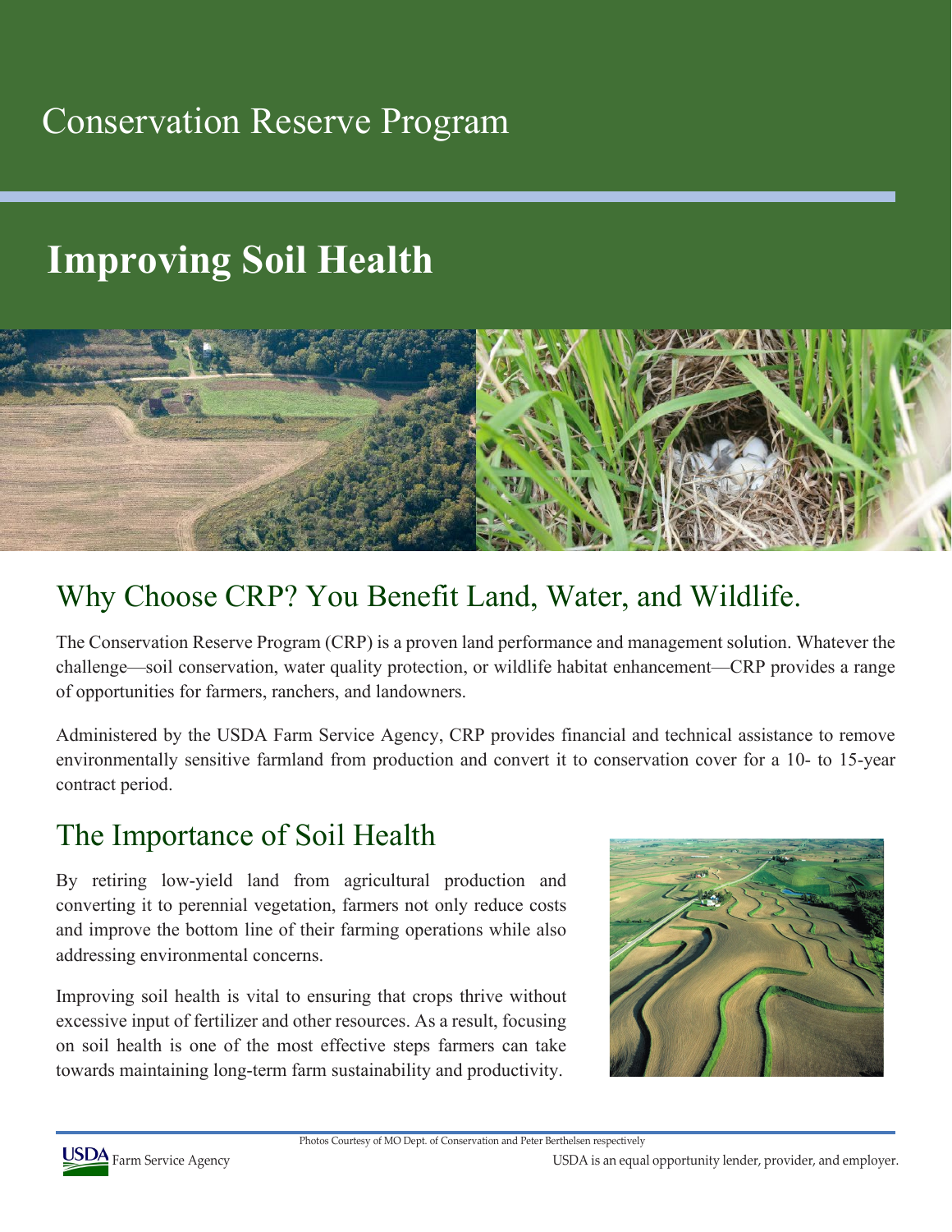# Conservation Reserve Program

## Improving Soil Health

## Why Choose CRP? You Benefit Land, Water, and Wildlife.

The Conservation Reserve Program (CRP) is a proven land performance and management solution. Whatever the challenge—soil conservation, water quality protection, or wildlife habitat enhancement—CRP provides a range of opportunities for farmers, ranchers, and landowners.

Administered by the USDA Farm Service Agency, CRP provides financial and technical assistance to remove environmentally sensitive farmland from production and convert it to conservation cover for a 10- to 15-year contract period.

## The Importance of Soil Health

By retiring low-yield land from agricultural production and converting it to perennial vegetation, farmers not only reduce costs and improve the bottom line of their farming operations while also addressing environmental concerns.

Improving soil health is vital to ensuring that crops thrive without excessive input of fertilizer and other resources. As a result, focusing on soil health is one of the most effective steps farmers can take towards maintaining long-term farm sustainability and productivity.

Photos Courtesy of MO Dept. of Conservation and Peter Berthelsen respectively

USDA Farm Service Agency

USDA is an equal opportunity lender, provider, and employer.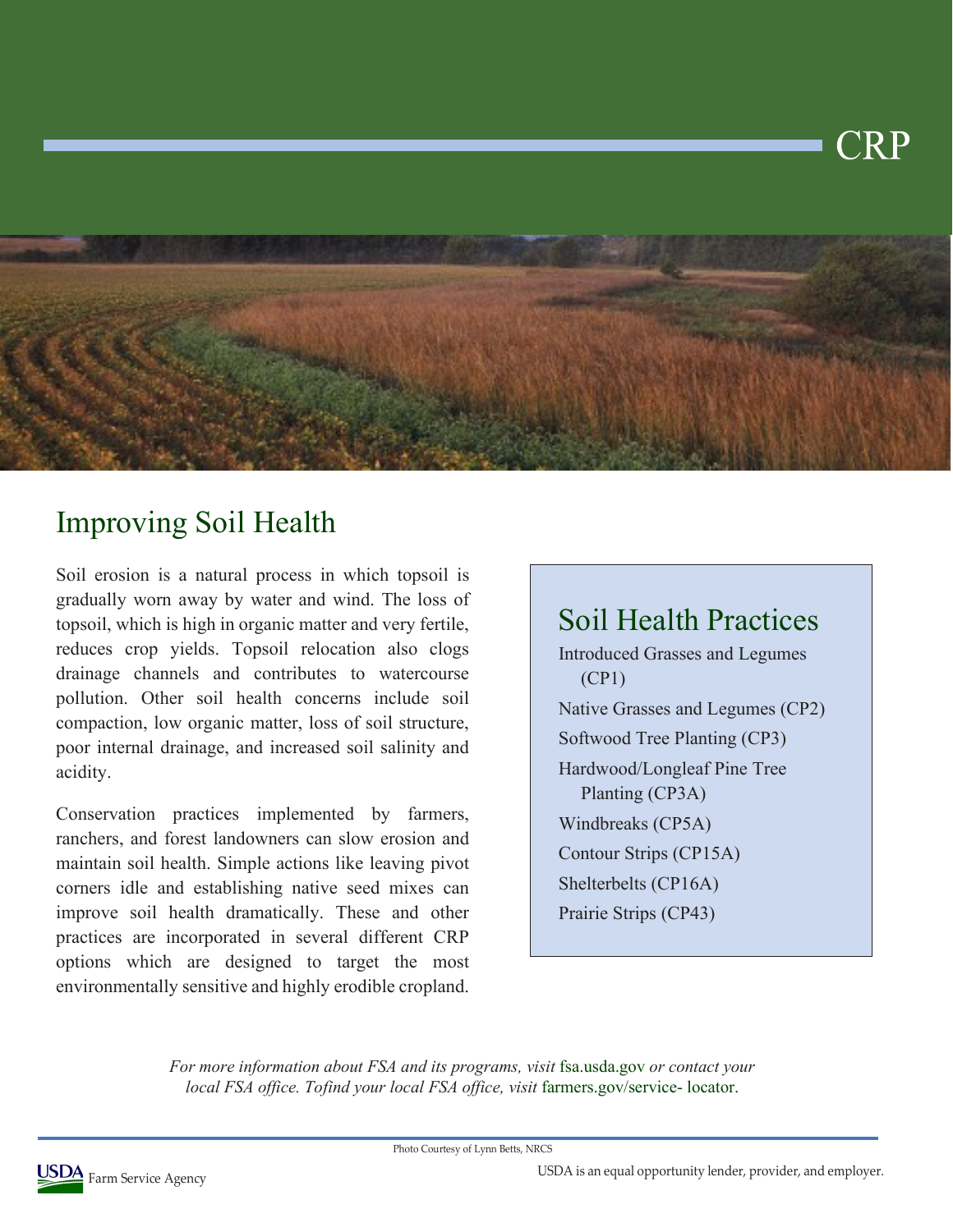CRP

## Improving Soil Health

Soil erosion is a natural process in which topsoil is gradually worn away by water and wind. The loss of topsoil, which is high in organic matter and very fertile, reduces crop yields. Topsoil relocation also clogs drainage channels and contributes to watercourse pollution. Other soil health concerns include soil compaction, low organic matter, loss of soil structure, poor internal drainage, and increased soil salinity and acidity.

Conservation practices implemented by farmers, ranchers, and forest landowners can slow erosion and maintain soil health. Simple actions like leaving pivot corners idle and establishing native seed mixes can improve soil health dramatically. These and other practices are incorporated in several different CRP options which are designed to target the most environmentally sensitive and highly erodible cropland.

### Soil Health Practices

- Introduced Grasses and Legumes (CP1)
- Native Grasses and Legumes (CP2)
- Softwood Tree Planting (CP3)
- Hardwood/Longleaf Pine Tree Planting (CP3A)
- Windbreaks (CP5A)
- Contour Strips (CP15A)
- Shelterbelts (CP16A)
- Prairie Strips (CP43)

*For more information about FSA and its programs, visit* fsa.usda.gov *or contact your local FSA office. Tofind your local FSA office, visit* farmers.gov/service- locator.

Photo Courtesy of Lynn Betts, NRCS

USDA Farm Service Agency

USDA is an equal opportunity lender, provider, and employer.